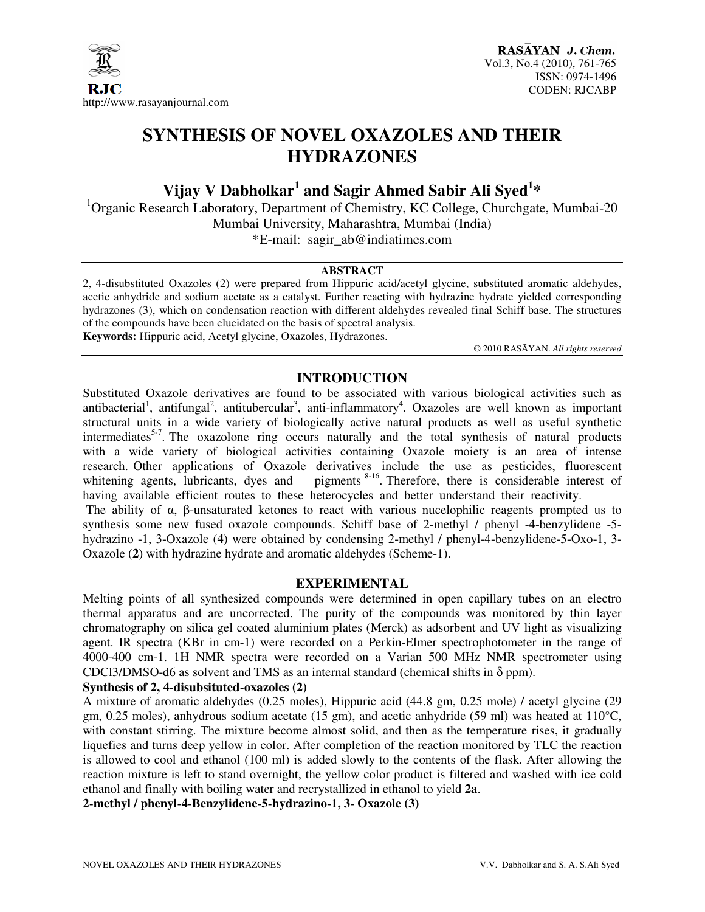# SYNTHESIS OF NOVEL OXAZOLES AND THEIR HYDRAZONES

## Vijay V Dabholkar[1] and Sagir Ahmed Sabir Ali Syed[1]*

[1]Organic Research Laboratory, Department of Chemistry, KC College, Churchgate, Mumbai-20
Mumbai University, Maharashtra, Mumbai (India)
*E-mail: sagir_ab@indiatimes.com

### ABSTRACT

2, 4-disubstituted Oxazoles (2) were prepared from Hippuric acid/acetyl glycine, substituted aromatic aldehydes, acetic anhydride and sodium acetate as a catalyst. Further reacting with hydrazine hydrate yielded corresponding hydrazones (3), which on condensation reaction with different aldehydes revealed final Schiff base. The structures of the compounds have been elucidated on the basis of spectral analysis.

**Keywords:** Hippuric acid, Acetyl glycine, Oxazoles, Hydrazones.

© 2010 RASĀYAN. *All rights reserved*

## INTRODUCTION

Substituted Oxazole derivatives are found to be associated with various biological activities such as antibacterial[1], antifungal[2], antitubercular[3], anti-inflammatory[4]. Oxazoles are well known as important structural units in a wide variety of biologically active natural products as well as useful synthetic intermediates[5-7]. The oxazolone ring occurs naturally and the total synthesis of natural products with a wide variety of biological activities containing Oxazole moiety is an area of intense research. Other applications of Oxazole derivatives include the use as pesticides, fluorescent whitening agents, lubricants, dyes and pigments [8-16]. Therefore, there is considerable interest of having available efficient routes to these heterocycles and better understand their reactivity.

The ability of α, β-unsaturated ketones to react with various nucelophilic reagents prompted us to synthesis some new fused oxazole compounds. Schiff base of 2-methyl / phenyl -4-benzylidene -5-hydrazino -1, 3-Oxazole (**4**) were obtained by condensing 2-methyl / phenyl-4-benzylidene-5-Oxo-1, 3-Oxazole (**2**) with hydrazine hydrate and aromatic aldehydes (Scheme-1).

## EXPERIMENTAL

Melting points of all synthesized compounds were determined in open capillary tubes on an electro thermal apparatus and are uncorrected. The purity of the compounds was monitored by thin layer chromatography on silica gel coated aluminium plates (Merck) as adsorbent and UV light as visualizing agent. IR spectra (KBr in cm-1) were recorded on a Perkin-Elmer spectrophotometer in the range of 4000-400 cm-1. 1H NMR spectra were recorded on a Varian 500 MHz NMR spectrometer using $CDCl_3$/DMSO-d6 as solvent and TMS as an internal standard (chemical shifts in δ ppm).

**Synthesis of 2, 4-disubsituted-oxazoles (2)**

A mixture of aromatic aldehydes (0.25 moles), Hippuric acid (44.8 gm, 0.25 mole) / acetyl glycine (29 gm, 0.25 moles), anhydrous sodium acetate (15 gm), and acetic anhydride (59 ml) was heated at 110°C, with constant stirring. The mixture become almost solid, and then as the temperature rises, it gradually liquefies and turns deep yellow in color. After completion of the reaction monitored by TLC the reaction is allowed to cool and ethanol (100 ml) is added slowly to the contents of the flask. After allowing the reaction mixture is left to stand overnight, the yellow color product is filtered and washed with ice cold ethanol and finally with boiling water and recrystallized in ethanol to yield **2a**.

**2-methyl / phenyl-4-Benzylidene-5-hydrazino-1, 3- Oxazole (3)**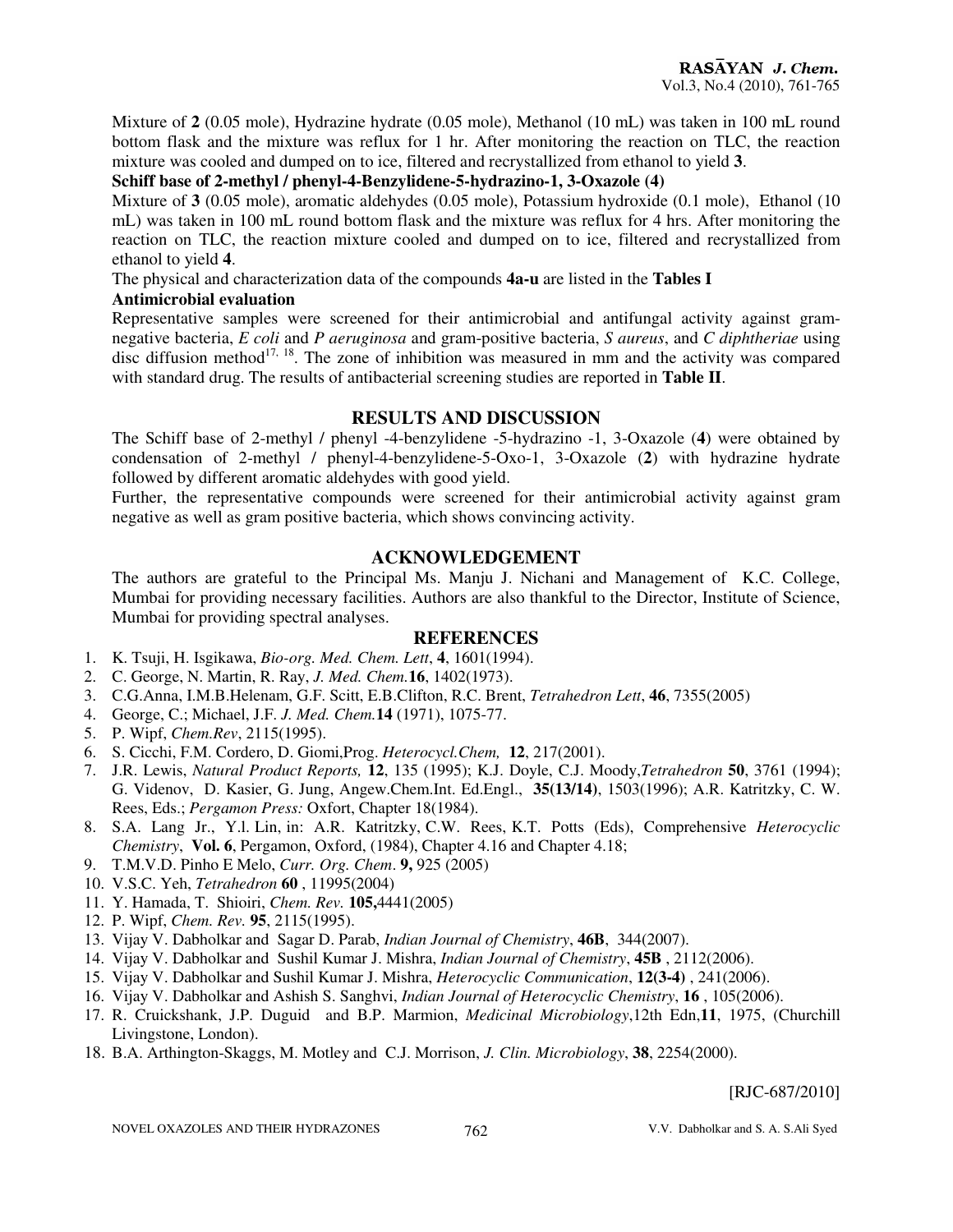Mixture of **2** (0.05 mole), Hydrazine hydrate (0.05 mole), Methanol (10 mL) was taken in 100 mL round bottom flask and the mixture was reflux for 1 hr. After monitoring the reaction on TLC, the reaction mixture was cooled and dumped on to ice, filtered and recrystallized from ethanol to yield **3**.

**Schiff base of 2-methyl / phenyl-4-Benzylidene-5-hydrazino-1, 3-Oxazole (4)**

Mixture of **3** (0.05 mole), aromatic aldehydes (0.05 mole), Potassium hydroxide (0.1 mole), Ethanol (10 mL) was taken in 100 mL round bottom flask and the mixture was reflux for 4 hrs. After monitoring the reaction on TLC, the reaction mixture cooled and dumped on to ice, filtered and recrystallized from ethanol to yield **4**.

The physical and characterization data of the compounds **4a-u** are listed in the **Tables I**

**Antimicrobial evaluation**

Representative samples were screened for their antimicrobial and antifungal activity against gram-negative bacteria, *E coli* and *P aeruginosa* and gram-positive bacteria, *S aureus*, and *C diphtheriae* using disc diffusion method[17, 18]. The zone of inhibition was measured in mm and the activity was compared with standard drug. The results of antibacterial screening studies are reported in **Table II**.

## RESULTS AND DISCUSSION

The Schiff base of 2-methyl / phenyl -4-benzylidene -5-hydrazino -1, 3-Oxazole (**4**) were obtained by condensation of 2-methyl / phenyl-4-benzylidene-5-Oxo-1, 3-Oxazole (**2**) with hydrazine hydrate followed by different aromatic aldehydes with good yield.

Further, the representative compounds were screened for their antimicrobial activity against gram negative as well as gram positive bacteria, which shows convincing activity.

## ACKNOWLEDGEMENT

The authors are grateful to the Principal Ms. Manju J. Nichani and Management of K.C. College, Mumbai for providing necessary facilities. Authors are also thankful to the Director, Institute of Science, Mumbai for providing spectral analyses.

## REFERENCES

1. K. Tsuji, H. Isgikawa, *Bio-org. Med. Chem. Lett*, **4**, 1601(1994).
2. C. George, N. Martin, R. Ray, *J. Med. Chem.***16**, 1402(1973).
3. C.G.Anna, I.M.B.Helenam, G.F. Scitt, E.B.Clifton, R.C. Brent, *Tetrahedron Lett*, **46**, 7355(2005)
4. George, C.; Michael, J.F. *J. Med. Chem.***14** (1971), 1075-77.
5. P. Wipf, *Chem.Rev*, 2115(1995).
6. S. Cicchi, F.M. Cordero, D. Giomi,Prog. *Heterocycl.Chem,* **12**, 217(2001).
7. J.R. Lewis, *Natural Product Reports,* **12**, 135 (1995); K.J. Doyle, C.J. Moody,*Tetrahedron* **50**, 3761 (1994); G. Videnov, D. Kasier, G. Jung, Angew.Chem.Int. Ed.Engl., **35(13/14)**, 1503(1996); A.R. Katritzky, C. W. Rees, Eds.; *Pergamon Press:* Oxfort, Chapter 18(1984).
8. S.A. Lang Jr., Y.l. Lin, in: A.R. Katritzky, C.W. Rees, K.T. Potts (Eds), Comprehensive *Heterocyclic Chemistry*, **Vol. 6**, Pergamon, Oxford, (1984), Chapter 4.16 and Chapter 4.18;
9. T.M.V.D. Pinho E Melo, *Curr. Org. Chem*. **9,** 925 (2005)
10. V.S.C. Yeh, *Tetrahedron* **60** , 11995(2004)
11. Y. Hamada, T. Shioiri, *Chem. Rev*. **105,**4441(2005)
12. P. Wipf, *Chem. Rev.* **95**, 2115(1995).
13. Vijay V. Dabholkar and Sagar D. Parab, *Indian Journal of Chemistry*, **46B**, 344(2007).
14. Vijay V. Dabholkar and Sushil Kumar J. Mishra, *Indian Journal of Chemistry*, **45B** , 2112(2006).
15. Vijay V. Dabholkar and Sushil Kumar J. Mishra, *Heterocyclic Communication*, **12(3-4)** , 241(2006).
16. Vijay V. Dabholkar and Ashish S. Sanghvi, *Indian Journal of Heterocyclic Chemistry*, **16** , 105(2006).
17. R. Cruickshank, J.P. Duguid and B.P. Marmion, *Medicinal Microbiology*,12th Edn,**11**, 1975, (Churchill Livingstone, London).
18. B.A. Arthington-Skaggs, M. Motley and C.J. Morrison, *J. Clin. Microbiology*, **38**, 2254(2000).

[RJC-687/2010]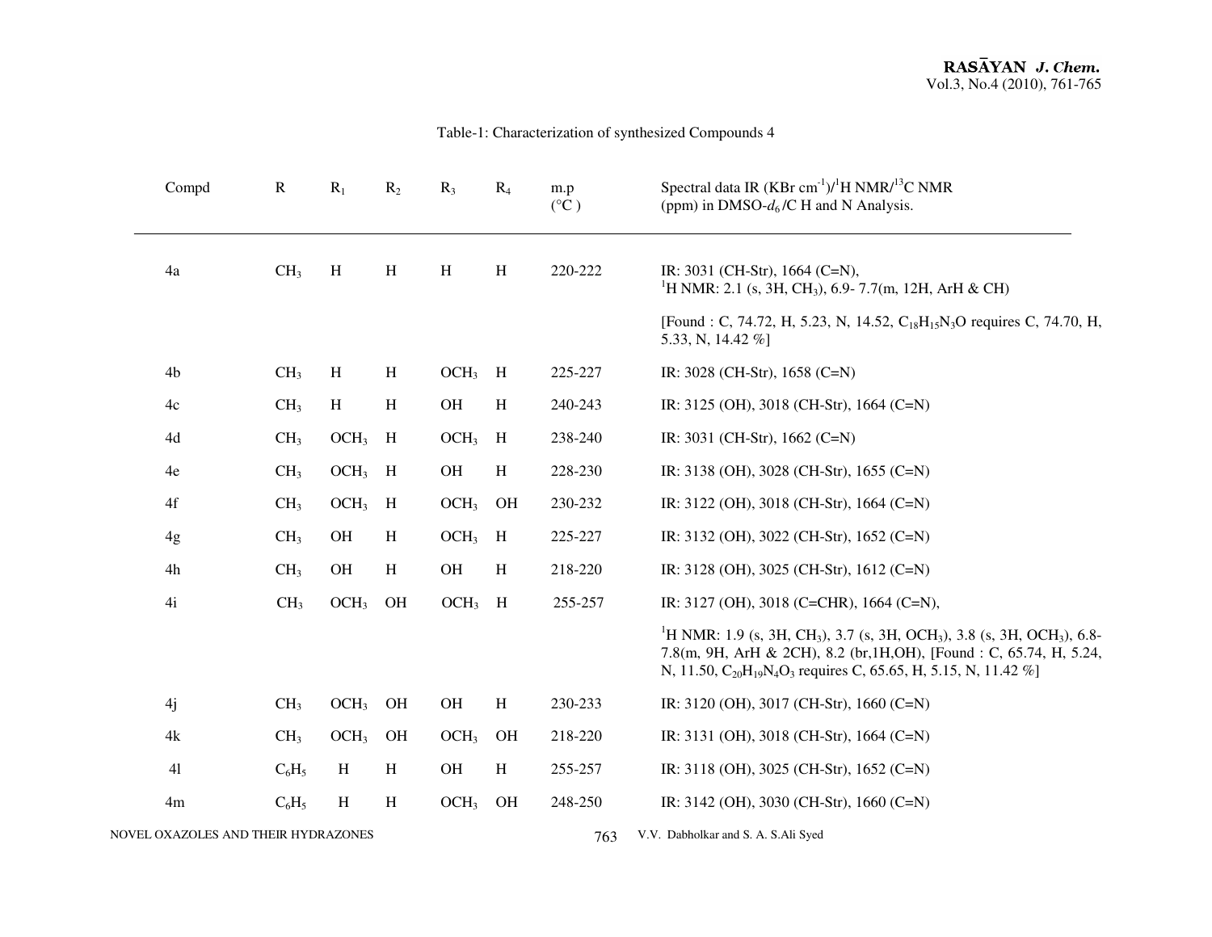Table-1: Characterization of synthesized Compounds 4

| Compd | R | $R_1$ | $R_2$ | $R_3$ | $R_4$ | m.p (°C ) | Spectral data IR (KBr $cm^{-1}$)/$^1H$ NMR/$^{13}C$ NMR (ppm) in DMSO-$d_6$ /C H and N Analysis. |
|---|---|---|---|---|---|---|---|
| 4a | $CH_3$ | H | H | H | H | 220-222 | IR: 3031 (CH-Str), 1664 (C=N), $^1H$ NMR: 2.1 (s, 3H, $CH_3$), 6.9- 7.7(m, 12H, ArH & CH) [Found : C, 74.72, H, 5.23, N, 14.52, $C_{18}H_{15}N_3O$ requires C, 74.70, H, 5.33, N, 14.42 %] |
| 4b | $CH_3$ | H | H | $OCH_3$ | H | 225-227 | IR: 3028 (CH-Str), 1658 (C=N) |
| 4c | $CH_3$ | H | H | OH | H | 240-243 | IR: 3125 (OH), 3018 (CH-Str), 1664 (C=N) |
| 4d | $CH_3$ | $OCH_3$ | H | $OCH_3$ | H | 238-240 | IR: 3031 (CH-Str), 1662 (C=N) |
| 4e | $CH_3$ | $OCH_3$ | H | OH | H | 228-230 | IR: 3138 (OH), 3028 (CH-Str), 1655 (C=N) |
| 4f | $CH_3$ | $OCH_3$ | H | $OCH_3$ | OH | 230-232 | IR: 3122 (OH), 3018 (CH-Str), 1664 (C=N) |
| 4g | $CH_3$ | OH | H | $OCH_3$ | H | 225-227 | IR: 3132 (OH), 3022 (CH-Str), 1652 (C=N) |
| 4h | $CH_3$ | OH | H | OH | H | 218-220 | IR: 3128 (OH), 3025 (CH-Str), 1612 (C=N) |
| 4i | $CH_3$ | $OCH_3$ | OH | $OCH_3$ | H | 255-257 | IR: 3127 (OH), 3018 (C=CHR), 1664 (C=N), $^1H$ NMR: 1.9 (s, 3H, $CH_3$), 3.7 (s, 3H, $OCH_3$), 3.8 (s, 3H, $OCH_3$), 6.8-7.8(m, 9H, ArH & 2CH), 8.2 (br,1H,OH), [Found : C, 65.74, H, 5.24, N, 11.50, $C_{20}H_{19}N_4O_3$ requires C, 65.65, H, 5.15, N, 11.42 %] |
| 4j | $CH_3$ | $OCH_3$ | OH | OH | H | 230-233 | IR: 3120 (OH), 3017 (CH-Str), 1660 (C=N) |
| 4k | $CH_3$ | $OCH_3$ | OH | $OCH_3$ | OH | 218-220 | IR: 3131 (OH), 3018 (CH-Str), 1664 (C=N) |
| 4l | $C_6H_5$ | H | H | OH | H | 255-257 | IR: 3118 (OH), 3025 (CH-Str), 1652 (C=N) |
| 4m | $C_6H_5$ | H | H | $OCH_3$ | OH | 248-250 | IR: 3142 (OH), 3030 (CH-Str), 1660 (C=N) |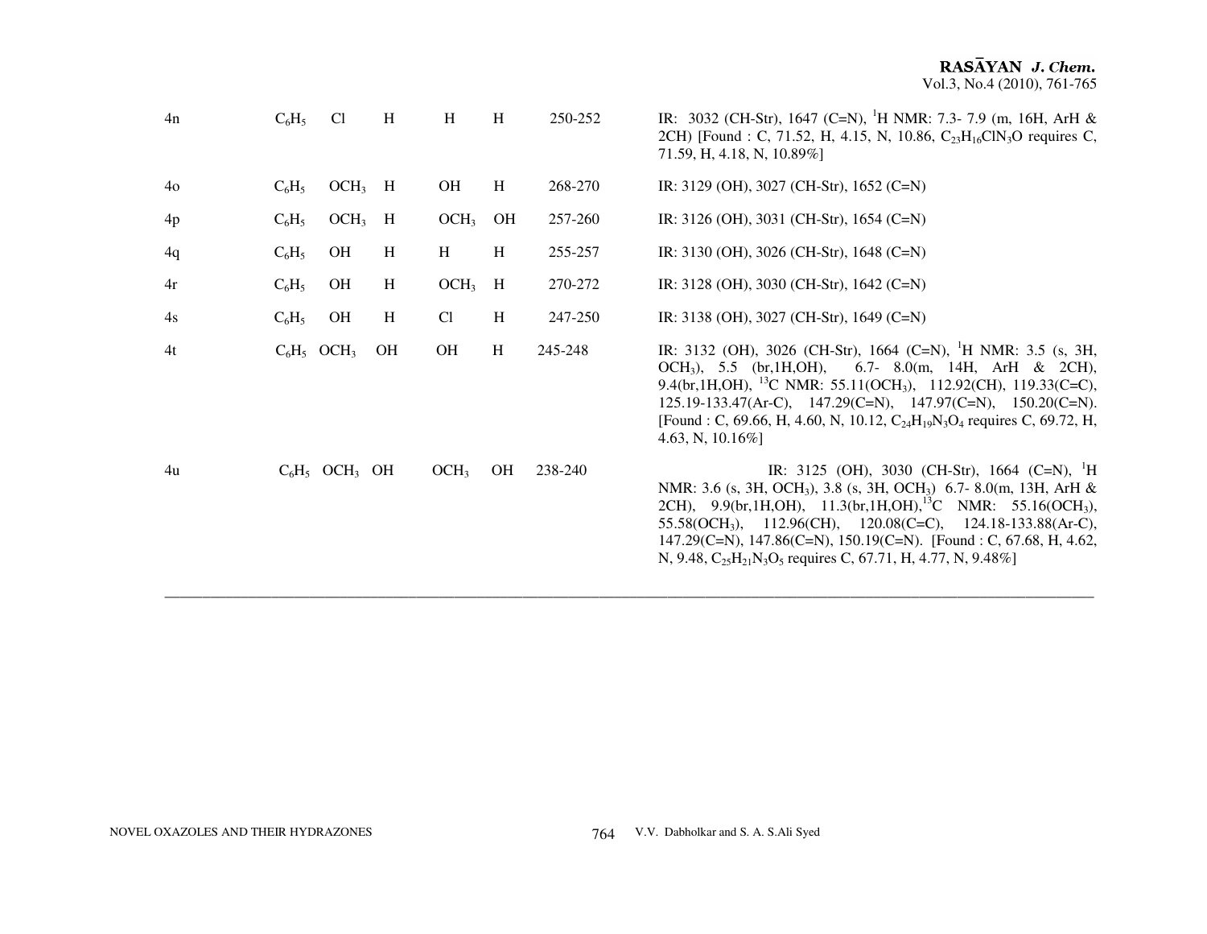| | | | | | | | |
|---|---|---|---|---|---|---|---|
| 4n | $C_6H_5$ | Cl | H | H | H | 250-252 | IR: 3032 (CH-Str), 1647 (C=N), $^1$H NMR: 7.3- 7.9 (m, 16H, ArH & 2CH) [Found : C, 71.52, H, 4.15, N, 10.86, $C_{23}H_{16}ClN_3O$ requires C, 71.59, H, 4.18, N, 10.89%] |
| 4o | $C_6H_5$ | $OCH_3$ | H | OH | H | 268-270 | IR: 3129 (OH), 3027 (CH-Str), 1652 (C=N) |
| 4p | $C_6H_5$ | $OCH_3$ | H | $OCH_3$ | OH | 257-260 | IR: 3126 (OH), 3031 (CH-Str), 1654 (C=N) |
| 4q | $C_6H_5$ | OH | H | H | H | 255-257 | IR: 3130 (OH), 3026 (CH-Str), 1648 (C=N) |
| 4r | $C_6H_5$ | OH | H | $OCH_3$ | H | 270-272 | IR: 3128 (OH), 3030 (CH-Str), 1642 (C=N) |
| 4s | $C_6H_5$ | OH | H | Cl | H | 247-250 | IR: 3138 (OH), 3027 (CH-Str), 1649 (C=N) |
| 4t | $C_6H_5$ | $OCH_3$ | OH | OH | H | 245-248 | IR: 3132 (OH), 3026 (CH-Str), 1664 (C=N), $^1$H NMR: 3.5 (s, 3H, $OCH_3$), 5.5 (br,1H,OH), 6.7- 8.0(m, 14H, ArH & 2CH), 9.4(br,1H,OH), $^{13}$C NMR: 55.11($OCH_3$), 112.92(CH), 119.33(C=C), 125.19-133.47(Ar-C), 147.29(C=N), 147.97(C=N), 150.20(C=N). [Found : C, 69.66, H, 4.60, N, 10.12, $C_{24}H_{19}N_3O_4$ requires C, 69.72, H, 4.63, N, 10.16%] |
| 4u | $C_6H_5$ | $OCH_3$ | OH | $OCH_3$ | OH | 238-240 | IR: 3125 (OH), 3030 (CH-Str), 1664 (C=N), $^1$H NMR: 3.6 (s, 3H, $OCH_3$), 3.8 (s, 3H, $OCH_3$) 6.7- 8.0(m, 13H, ArH & 2CH), 9.9(br,1H,OH), 11.3(br,1H,OH), $^{13}$C NMR: 55.16($OCH_3$), 55.58($OCH_3$), 112.96(CH), 120.08(C=C), 124.18-133.88(Ar-C), 147.29(C=N), 147.86(C=N), 150.19(C=N). [Found : C, 67.68, H, 4.62, N, 9.48, $C_{25}H_{21}N_3O_5$ requires C, 67.71, H, 4.77, N, 9.48%] |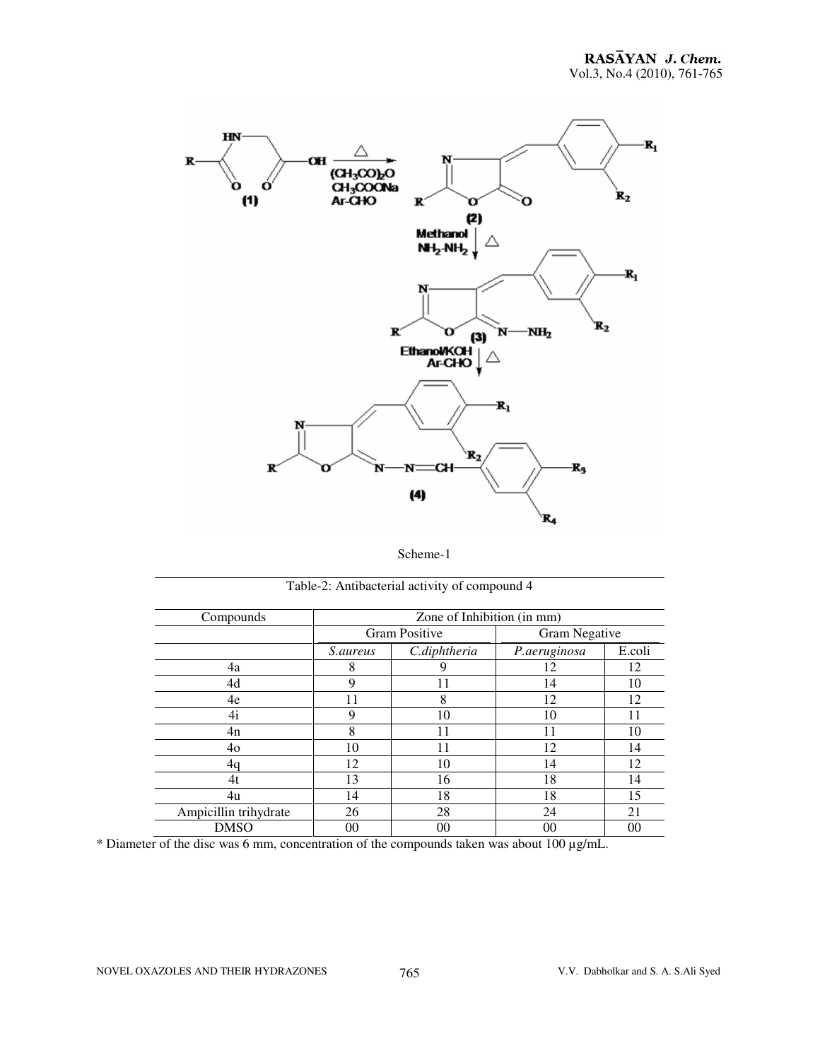Scheme-1

Table-2: Antibacterial activity of compound 4

| Compounds | Zone of Inhibition (in mm) | | | |
|---|---|---|---|---|
| | Gram Positive | | Gram Negative | |
| | *S.aureus* | *C.diphtheria* | *P.aeruginosa* | E.coli |
| 4a | 8 | 9 | 12 | 12 |
| 4d | 9 | 11 | 14 | 10 |
| 4e | 11 | 8 | 12 | 12 |
| 4i | 9 | 10 | 10 | 11 |
| 4n | 8 | 11 | 11 | 10 |
| 4o | 10 | 11 | 12 | 14 |
| 4q | 12 | 10 | 14 | 12 |
| 4t | 13 | 16 | 18 | 14 |
| 4u | 14 | 18 | 18 | 15 |
| Ampicillin trihydrate | 26 | 28 | 24 | 21 |
| DMSO | 00 | 00 | 00 | 00 |

* Diameter of the disc was 6 mm, concentration of the compounds taken was about 100 µg/mL.